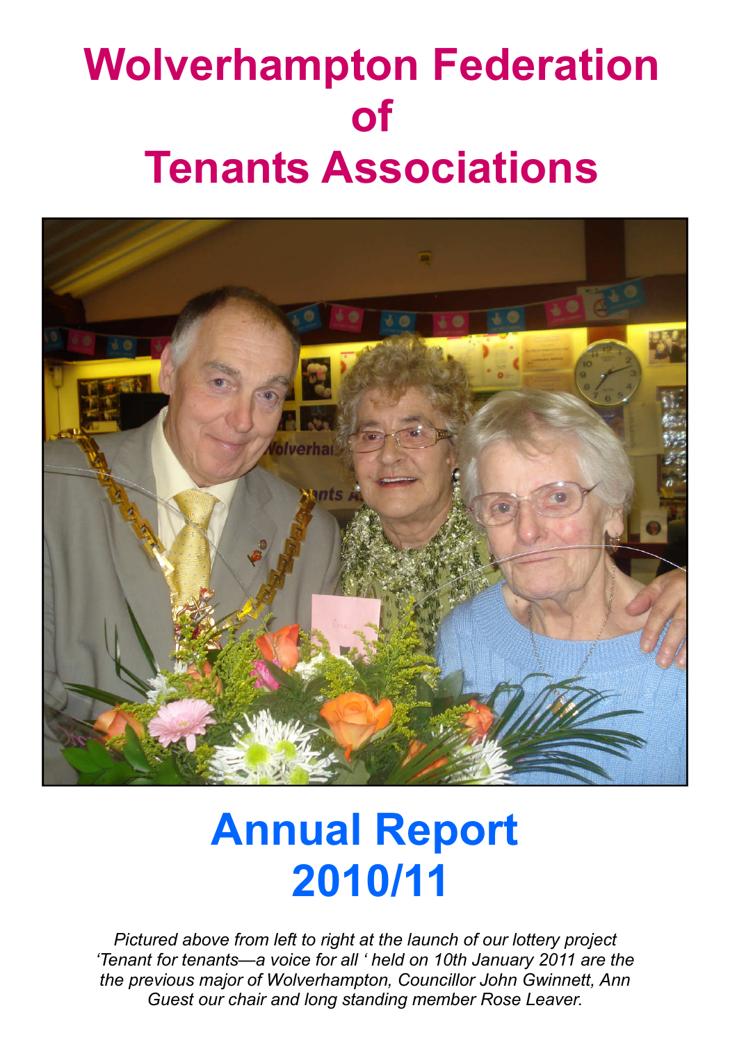# Wolverhampton Federation of Tenants Associations

# Annual Report 2010/11

*Pictured above from left to right at the launch of our lottery project 'Tenant for tenants—a voice for all ' held on 10th January 2011 are the the previous major of Wolverhampton, Councillor John Gwinnett, Ann Guest our chair and long standing member Rose Leaver.*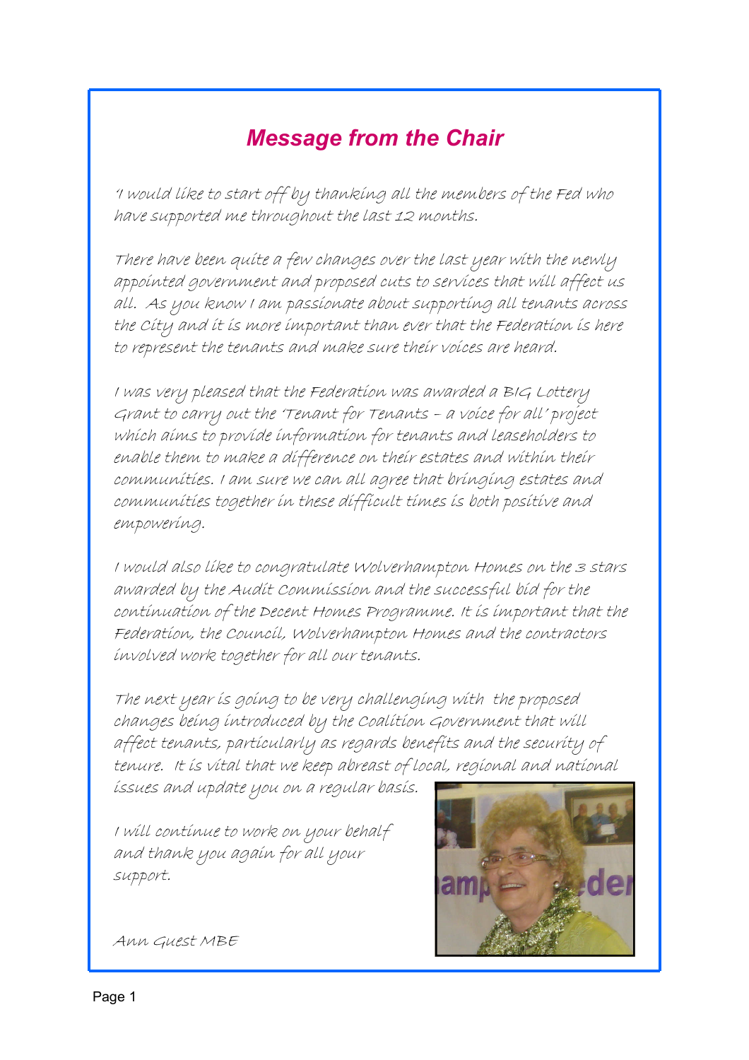# *Message from the Chair*

*'I would like to start off by thanking all the members of the Fed who have supported me throughout the last 12 months.*

*There have been quite a few changes over the last year with the newly appointed government and proposed cuts to services that will affect us all. As you know I am passionate about supporting all tenants across the City and it is more important than ever that the Federation is here to represent the tenants and make sure their voices are heard.*

*I was very pleased that the Federation was awarded a BIG Lottery Grant to carry out the 'Tenant for Tenants – a voice for all' project which aims to provide information for tenants and leaseholders to enable them to make a difference on their estates and within their communities. I am sure we can all agree that bringing estates and communities together in these difficult times is both positive and empowering.*

*I would also like to congratulate Wolverhampton Homes on the 3 stars awarded by the Audit Commission and the successful bid for the continuation of the Decent Homes Programme. It is important that the Federation, the Council, Wolverhampton Homes and the contractors involved work together for all our tenants.*

*The next year is going to be very challenging with the proposed changes being introduced by the Coalition Government that will affect tenants, particularly as regards benefits and the security of tenure. It is vital that we keep abreast of local, regional and national issues and update you on a regular basis.*

*I will continue to work on your behalf and thank you again for all your support.*

*Ann Guest MBE*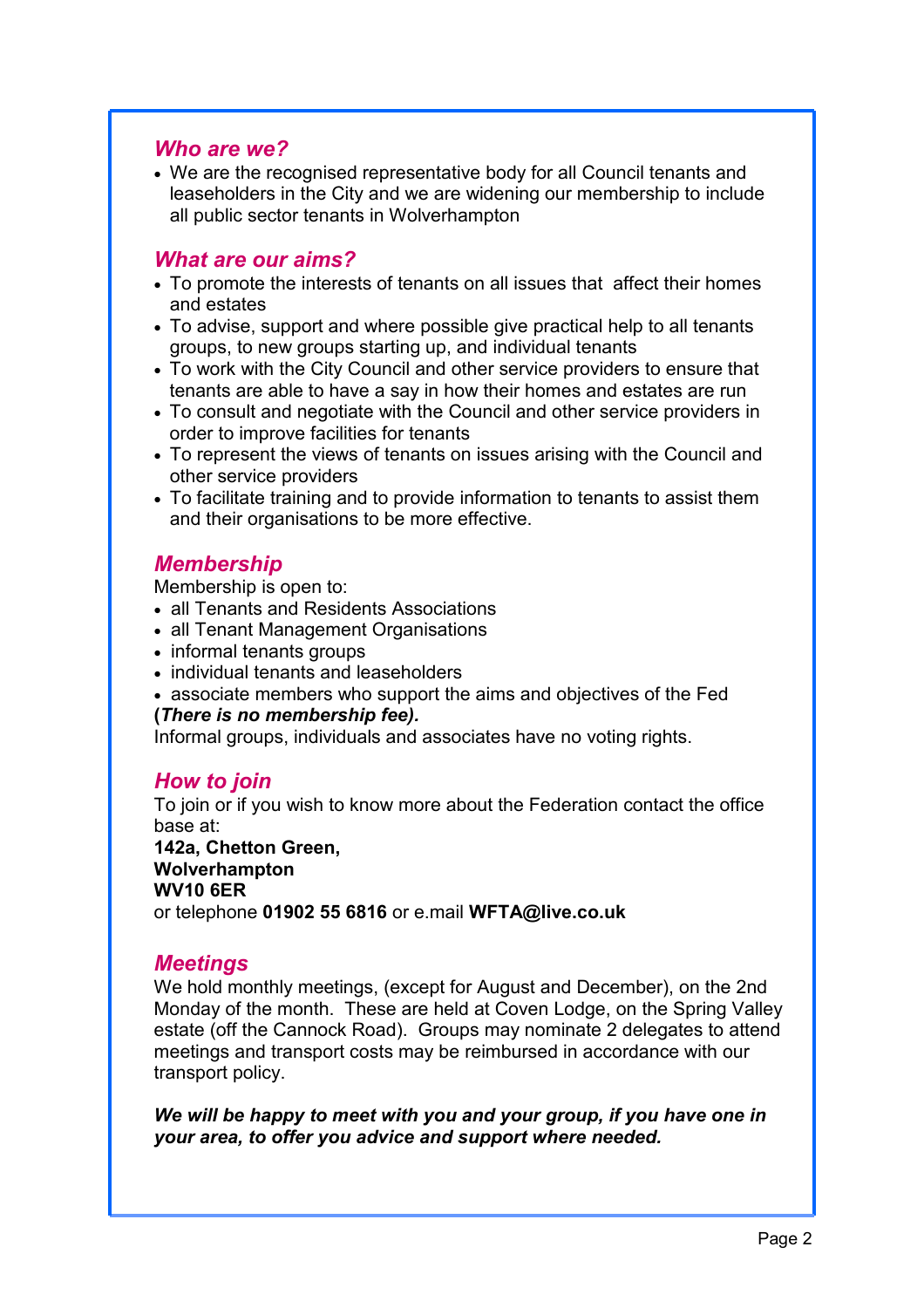## *Who are we?*

- We are the recognised representative body for all Council tenants and leaseholders in the City and we are widening our membership to include all public sector tenants in Wolverhampton

## *What are our aims?*

- To promote the interests of tenants on all issues that affect their homes and estates
- To advise, support and where possible give practical help to all tenants groups, to new groups starting up, and individual tenants
- To work with the City Council and other service providers to ensure that tenants are able to have a say in how their homes and estates are run
- To consult and negotiate with the Council and other service providers in order to improve facilities for tenants
- To represent the views of tenants on issues arising with the Council and other service providers
- To facilitate training and to provide information to tenants to assist them and their organisations to be more effective.

## *Membership*

Membership is open to:

- all Tenants and Residents Associations
- all Tenant Management Organisations
- informal tenants groups
- individual tenants and leaseholders
- associate members who support the aims and objectives of the Fed

**(*There is no membership fee).***

Informal groups, individuals and associates have no voting rights.

## *How to join*

To join or if you wish to know more about the Federation contact the office base at:

**142a, Chetton Green,**
**Wolverhampton**
**WV10 6ER**

or telephone **01902 55 6816** or e.mail **WFTA@live.co.uk**

## *Meetings*

We hold monthly meetings, (except for August and December), on the 2nd Monday of the month. These are held at Coven Lodge, on the Spring Valley estate (off the Cannock Road). Groups may nominate 2 delegates to attend meetings and transport costs may be reimbursed in accordance with our transport policy.

***We will be happy to meet with you and your group, if you have one in your area, to offer you advice and support where needed.***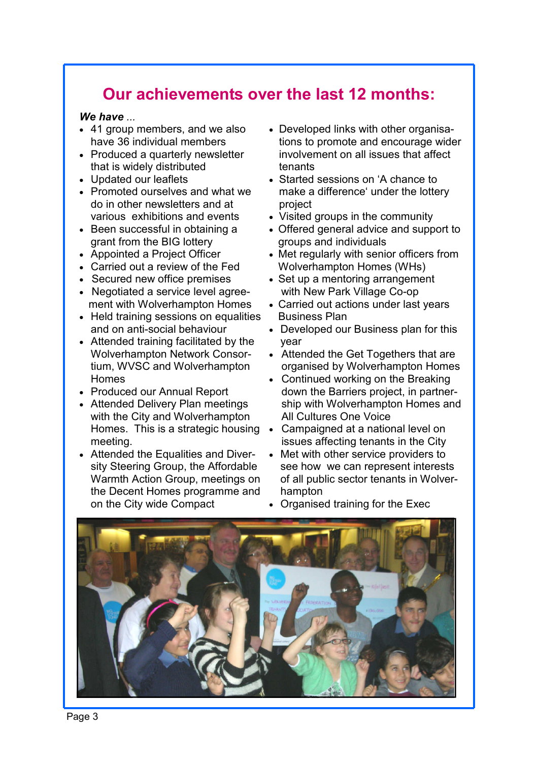# Our achievements over the last 12 months:

***We have ...***

- 41 group members, and we also have 36 individual members
- Produced a quarterly newsletter that is widely distributed
- Updated our leaflets
- Promoted ourselves and what we do in other newsletters and at various exhibitions and events
- Been successful in obtaining a grant from the BIG lottery
- Appointed a Project Officer
- Carried out a review of the Fed
- Secured new office premises
- Negotiated a service level agreement with Wolverhampton Homes
- Held training sessions on equalities and on anti-social behaviour
- Attended training facilitated by the Wolverhampton Network Consortium, WVSC and Wolverhampton Homes
- Produced our Annual Report
- Attended Delivery Plan meetings with the City and Wolverhampton Homes. This is a strategic housing meeting.
- Attended the Equalities and Diversity Steering Group, the Affordable Warmth Action Group, meetings on the Decent Homes programme and on the City wide Compact
- Developed links with other organisations to promote and encourage wider involvement on all issues that affect tenants
- Started sessions on 'A chance to make a difference' under the lottery project
- Visited groups in the community
- Offered general advice and support to groups and individuals
- Met regularly with senior officers from Wolverhampton Homes (WHs)
- Set up a mentoring arrangement with New Park Village Co-op
- Carried out actions under last years Business Plan
- Developed our Business plan for this year
- Attended the Get Togethers that are organised by Wolverhampton Homes
- Continued working on the Breaking down the Barriers project, in partnership with Wolverhampton Homes and All Cultures One Voice
- Campaigned at a national level on issues affecting tenants in the City
- Met with other service providers to see how we can represent interests of all public sector tenants in Wolverhampton
- Organised training for the Exec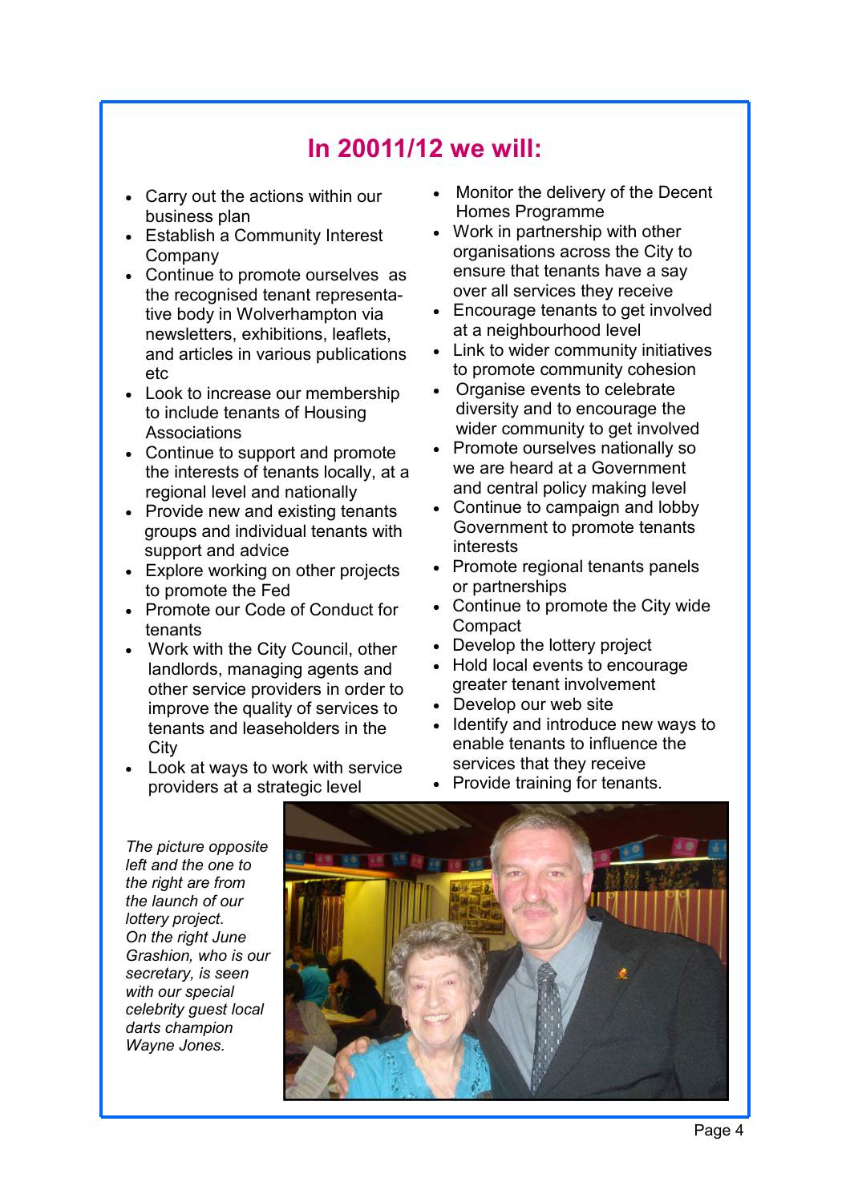## In 20011/12 we will:

- Carry out the actions within our business plan
- Establish a Community Interest Company
- Continue to promote ourselves as the recognised tenant representative body in Wolverhampton via newsletters, exhibitions, leaflets, and articles in various publications etc
- Look to increase our membership to include tenants of Housing Associations
- Continue to support and promote the interests of tenants locally, at a regional level and nationally
- Provide new and existing tenants groups and individual tenants with support and advice
- Explore working on other projects to promote the Fed
- Promote our Code of Conduct for tenants
- Work with the City Council, other landlords, managing agents and other service providers in order to improve the quality of services to tenants and leaseholders in the City
- Look at ways to work with service providers at a strategic level
- Monitor the delivery of the Decent Homes Programme
- Work in partnership with other organisations across the City to ensure that tenants have a say over all services they receive
- Encourage tenants to get involved at a neighbourhood level
- Link to wider community initiatives to promote community cohesion
- Organise events to celebrate diversity and to encourage the wider community to get involved
- Promote ourselves nationally so we are heard at a Government and central policy making level
- Continue to campaign and lobby Government to promote tenants interests
- Promote regional tenants panels or partnerships
- Continue to promote the City wide Compact
- Develop the lottery project
- Hold local events to encourage greater tenant involvement
- Develop our web site
- Identify and introduce new ways to enable tenants to influence the services that they receive
- Provide training for tenants.

*The picture opposite left and the one to the right are from the launch of our lottery project. On the right June Grashion, who is our secretary, is seen with our special celebrity guest local darts champion Wayne Jones.*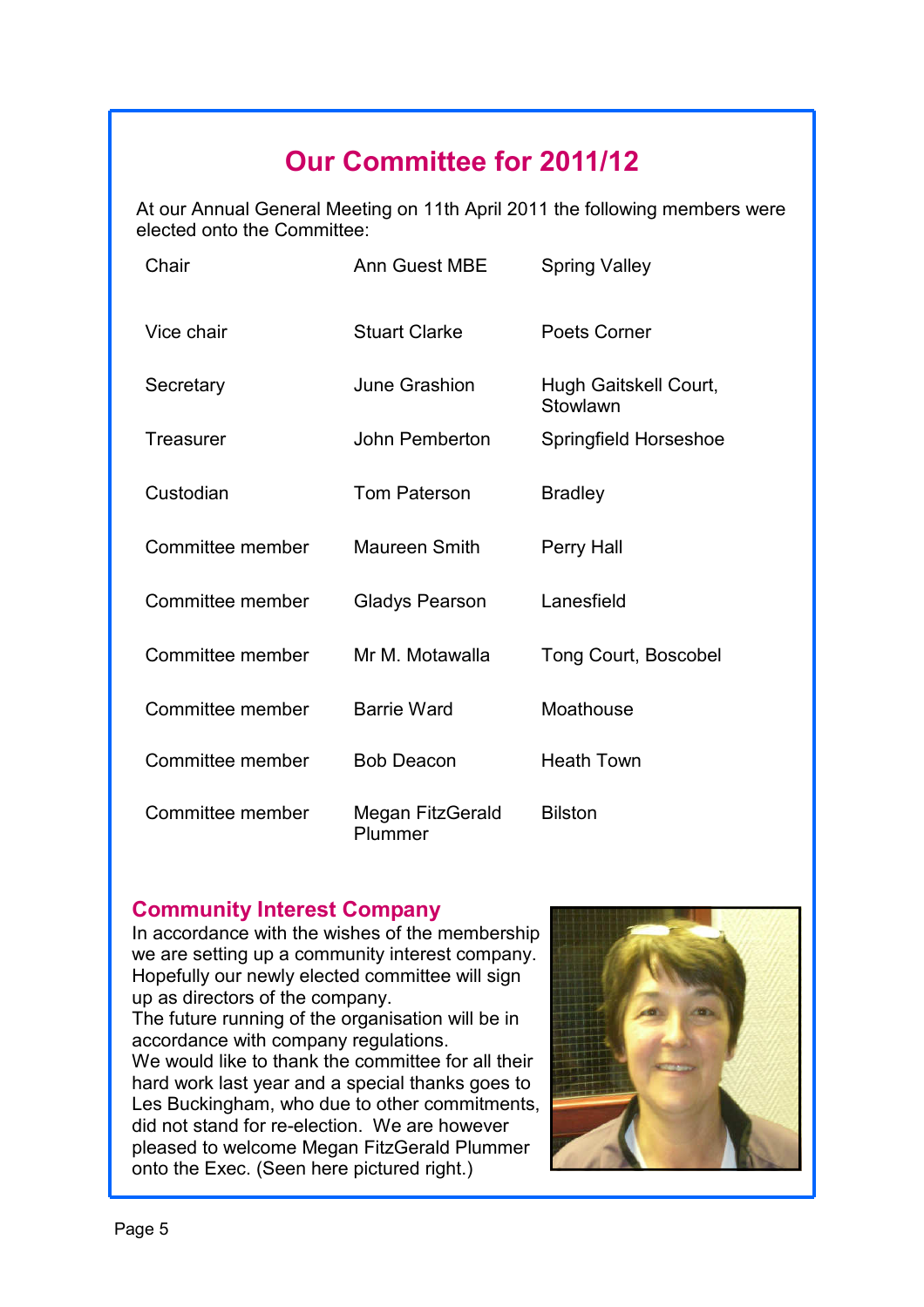## Our Committee for 2011/12

At our Annual General Meeting on 11th April 2011 the following members were elected onto the Committee:

| | | |
|---|---|---|
| Chair | Ann Guest MBE | Spring Valley |
| Vice chair | Stuart Clarke | Poets Corner |
| Secretary | June Grashion | Hugh Gaitskell Court, Stowlawn |
| Treasurer | John Pemberton | Springfield Horseshoe |
| Custodian | Tom Paterson | Bradley |
| Committee member | Maureen Smith | Perry Hall |
| Committee member | Gladys Pearson | Lanesfield |
| Committee member | Mr M. Motawalla | Tong Court, Boscobel |
| Committee member | Barrie Ward | Moathouse |
| Committee member | Bob Deacon | Heath Town |
| Committee member | Megan FitzGerald Plummer | Bilston |

### Community Interest Company

In accordance with the wishes of the membership we are setting up a community interest company. Hopefully our newly elected committee will sign up as directors of the company.

The future running of the organisation will be in accordance with company regulations.

We would like to thank the committee for all their hard work last year and a special thanks goes to Les Buckingham, who due to other commitments, did not stand for re-election. We are however pleased to welcome Megan FitzGerald Plummer onto the Exec. (Seen here pictured right.)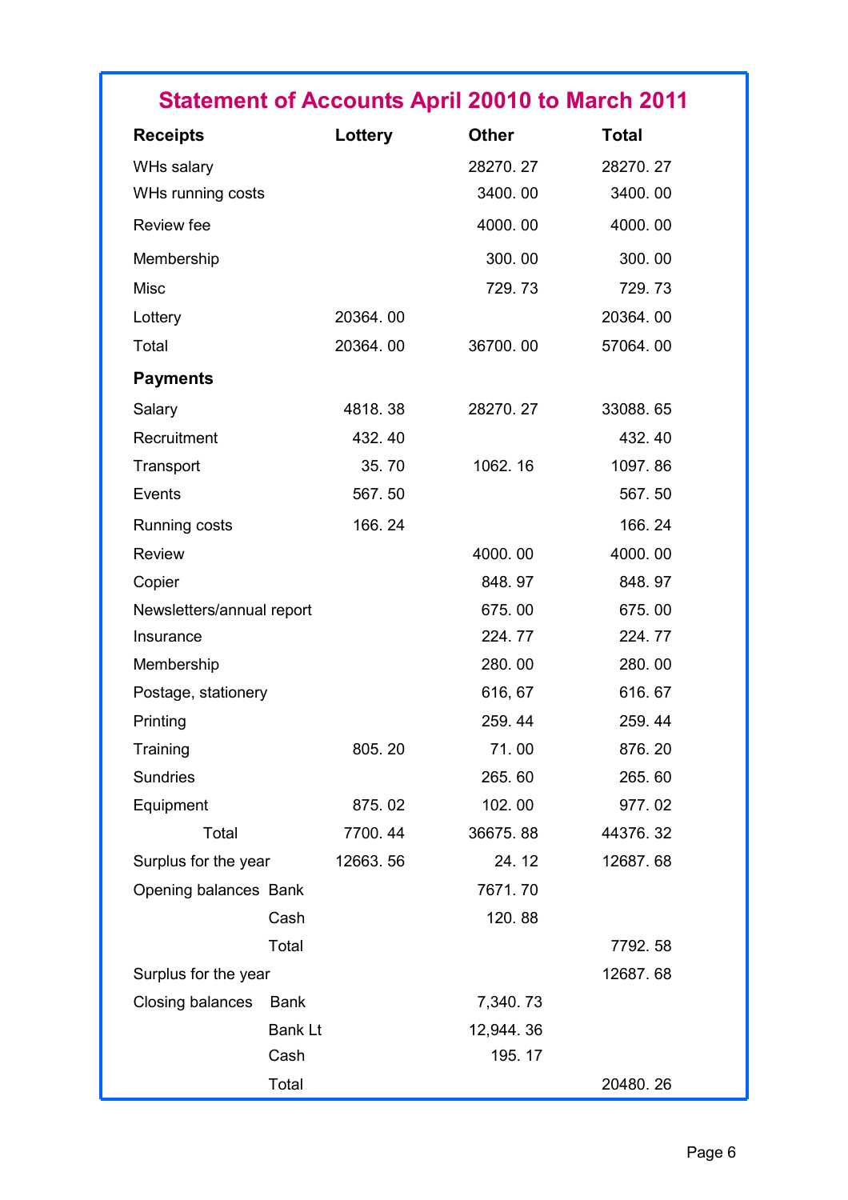## Statement of Accounts April 20010 to March 2011

| Receipts | | Lottery | Other | Total |
|---|---|---|---|---|
| WHs salary | | | 28270. 27 | 28270. 27 |
| WHs running costs | | | 3400. 00 | 3400. 00 |
| Review fee | | | 4000. 00 | 4000. 00 |
| Membership | | | 300. 00 | 300. 00 |
| Misc | | | 729. 73 | 729. 73 |
| Lottery | | 20364. 00 | | 20364. 00 |
| Total | | 20364. 00 | 36700. 00 | 57064. 00 |
| **Payments** | | | | |
| Salary | | 4818. 38 | 28270. 27 | 33088. 65 |
| Recruitment | | 432. 40 | | 432. 40 |
| Transport | | 35. 70 | 1062. 16 | 1097. 86 |
| Events | | 567. 50 | | 567. 50 |
| Running costs | | 166. 24 | | 166. 24 |
| Review | | | 4000. 00 | 4000. 00 |
| Copier | | | 848. 97 | 848. 97 |
| Newsletters/annual report | | | 675. 00 | 675. 00 |
| Insurance | | | 224. 77 | 224. 77 |
| Membership | | | 280. 00 | 280. 00 |
| Postage, stationery | | | 616, 67 | 616. 67 |
| Printing | | | 259. 44 | 259. 44 |
| Training | | 805. 20 | 71. 00 | 876. 20 |
| Sundries | | | 265. 60 | 265. 60 |
| Equipment | | 875. 02 | 102. 00 | 977. 02 |
| Total | | 7700. 44 | 36675. 88 | 44376. 32 |
| Surplus for the year | | 12663. 56 | 24. 12 | 12687. 68 |
| Opening balances | Bank | | 7671. 70 | |
| | Cash | | 120. 88 | |
| | Total | | | 7792. 58 |
| Surplus for the year | | | | 12687. 68 |
| Closing balances | Bank | | 7,340. 73 | |
| | Bank Lt | | 12,944. 36 | |
| | Cash | | 195. 17 | |
| | Total | | | 20480. 26 |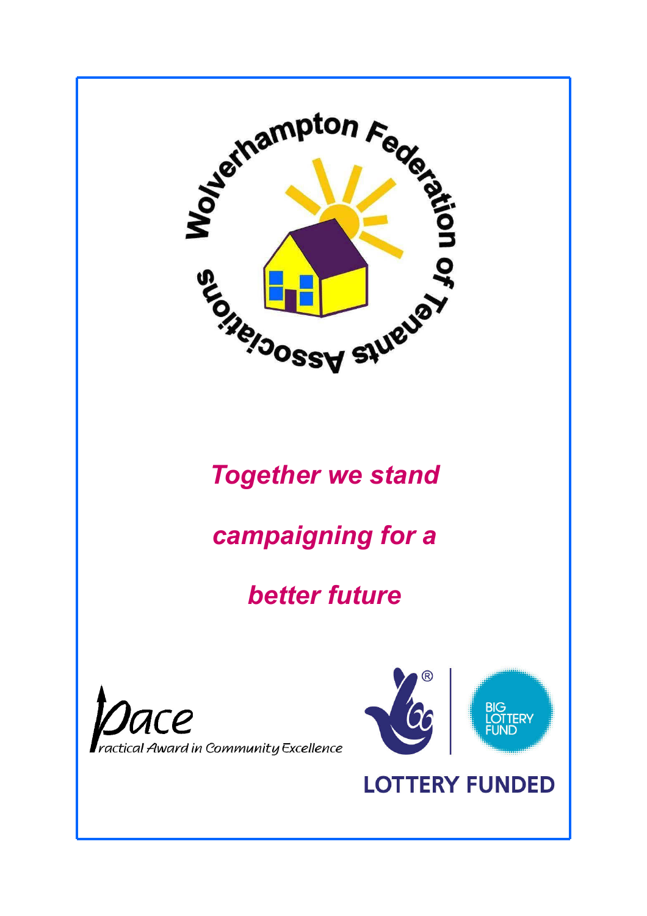Wolverhampton Federation of Tenants Associations

*Together we stand*

*campaigning for a*

*better future*

pace

Practical Award in Community Excellence

BIG LOTTERY FUND

LOTTERY FUNDED